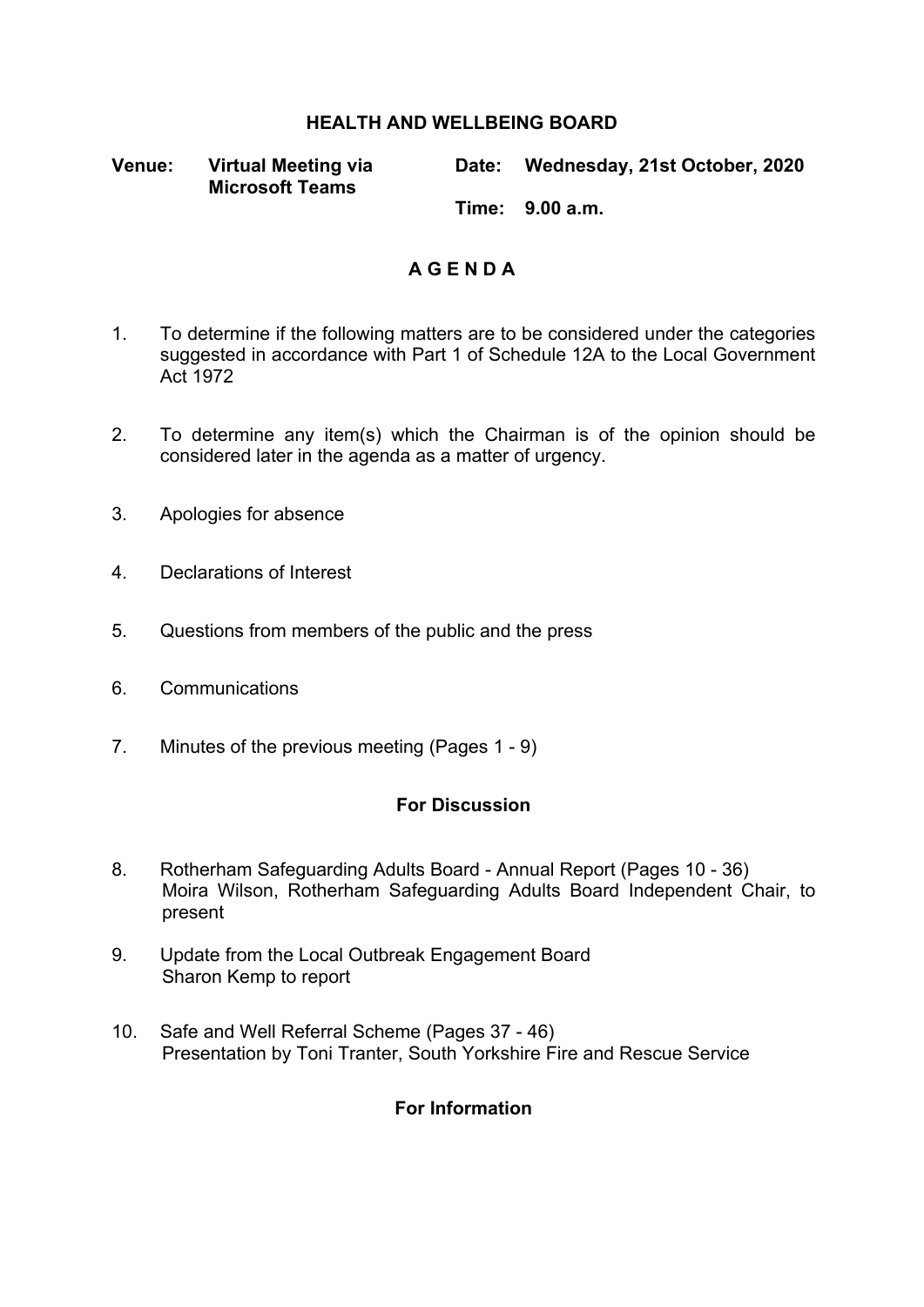# HEALTH AND WELLBEING BOARD

**Venue:** **Virtual Meeting via Microsoft Teams**

**Date:** **Wednesday, 21st October, 2020**

**Time:** **9.00 a.m.**

## A G E N D A

1. To determine if the following matters are to be considered under the categories suggested in accordance with Part 1 of Schedule 12A to the Local Government Act 1972

2. To determine any item(s) which the Chairman is of the opinion should be considered later in the agenda as a matter of urgency.

3. Apologies for absence

4. Declarations of Interest

5. Questions from members of the public and the press

6. Communications

7. Minutes of the previous meeting (Pages 1 - 9)

### For Discussion

8. Rotherham Safeguarding Adults Board - Annual Report (Pages 10 - 36)
   Moira Wilson, Rotherham Safeguarding Adults Board Independent Chair, to present

9. Update from the Local Outbreak Engagement Board
   Sharon Kemp to report

10. Safe and Well Referral Scheme (Pages 37 - 46)
    Presentation by Toni Tranter, South Yorkshire Fire and Rescue Service

### For Information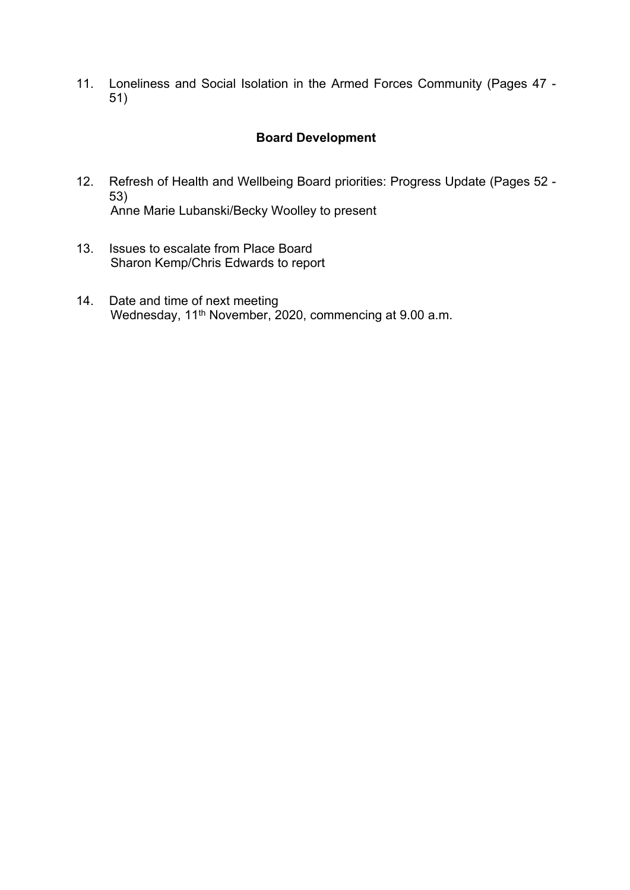11. Loneliness and Social Isolation in the Armed Forces Community (Pages 47 - 51)

## Board Development

12. Refresh of Health and Wellbeing Board priorities: Progress Update (Pages 52 - 53)
    Anne Marie Lubanski/Becky Woolley to present

13. Issues to escalate from Place Board
    Sharon Kemp/Chris Edwards to report

14. Date and time of next meeting
    Wednesday, 11th November, 2020, commencing at 9.00 a.m.